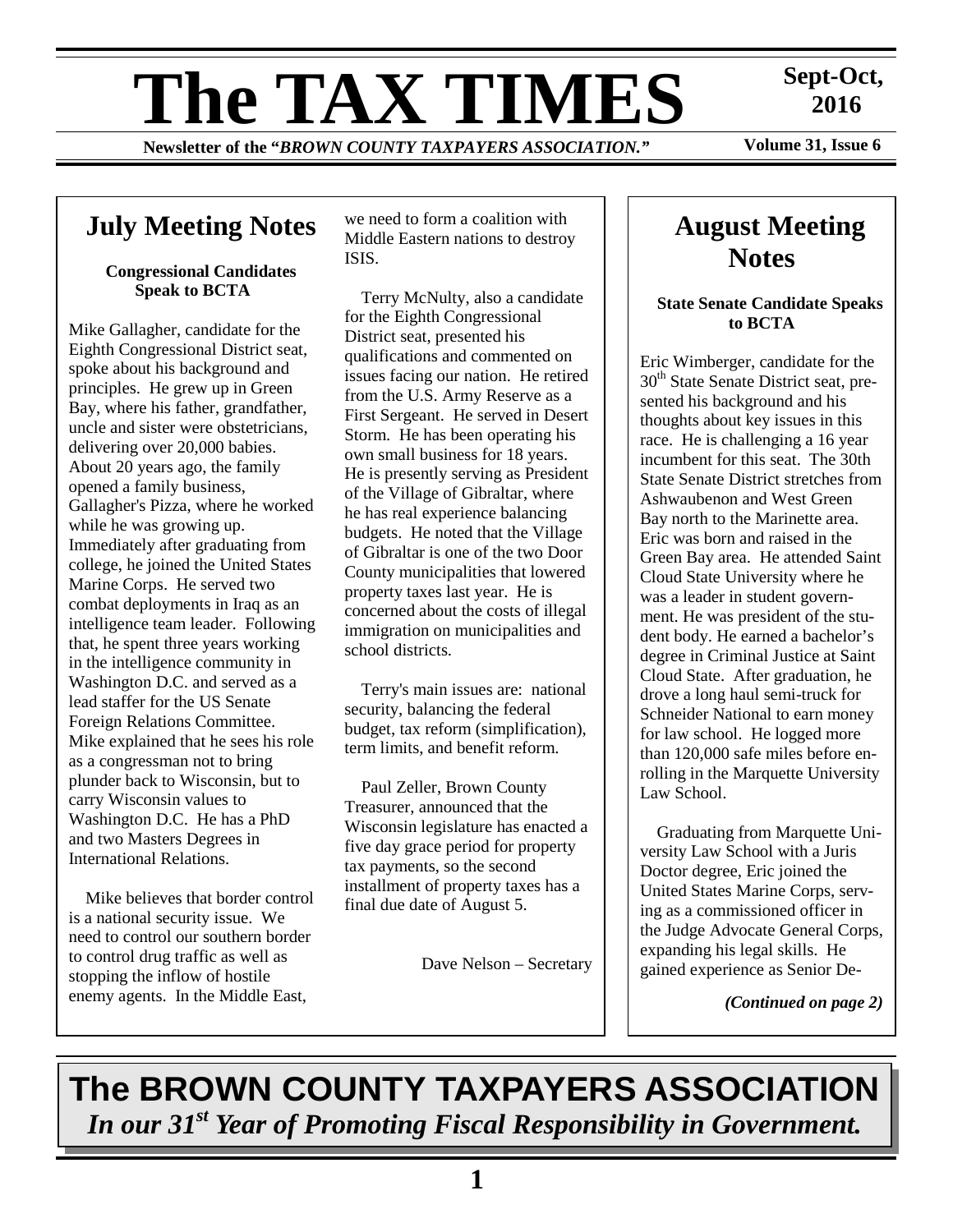# The TAX TIMES

**Sept-Oct, 2016**

**Newsletter of the "*BROWN COUNTY TAXPAYERS ASSOCIATION.*"**

**Volume 31, Issue 6**

## July Meeting Notes

### Congressional Candidates Speak to BCTA

Mike Gallagher, candidate for the Eighth Congressional District seat, spoke about his background and principles. He grew up in Green Bay, where his father, grandfather, uncle and sister were obstetricians, delivering over 20,000 babies. About 20 years ago, the family opened a family business, Gallagher's Pizza, where he worked while he was growing up. Immediately after graduating from college, he joined the United States Marine Corps. He served two combat deployments in Iraq as an intelligence team leader. Following that, he spent three years working in the intelligence community in Washington D.C. and served as a lead staffer for the US Senate Foreign Relations Committee. Mike explained that he sees his role as a congressman not to bring plunder back to Wisconsin, but to carry Wisconsin values to Washington D.C. He has a PhD and two Masters Degrees in International Relations.

Mike believes that border control is a national security issue. We need to control our southern border to control drug traffic as well as stopping the inflow of hostile enemy agents. In the Middle East, we need to form a coalition with Middle Eastern nations to destroy ISIS.

Terry McNulty, also a candidate for the Eighth Congressional District seat, presented his qualifications and commented on issues facing our nation. He retired from the U.S. Army Reserve as a First Sergeant. He served in Desert Storm. He has been operating his own small business for 18 years. He is presently serving as President of the Village of Gibraltar, where he has real experience balancing budgets. He noted that the Village of Gibraltar is one of the two Door County municipalities that lowered property taxes last year. He is concerned about the costs of illegal immigration on municipalities and school districts.

Terry's main issues are: national security, balancing the federal budget, tax reform (simplification), term limits, and benefit reform.

Paul Zeller, Brown County Treasurer, announced that the Wisconsin legislature has enacted a five day grace period for property tax payments, so the second installment of property taxes has a final due date of August 5.

Dave Nelson – Secretary

## August Meeting Notes

### State Senate Candidate Speaks to BCTA

Eric Wimberger, candidate for the 30th State Senate District seat, presented his background and his thoughts about key issues in this race. He is challenging a 16 year incumbent for this seat. The 30th State Senate District stretches from Ashwaubenon and West Green Bay north to the Marinette area. Eric was born and raised in the Green Bay area. He attended Saint Cloud State University where he was a leader in student government. He was president of the student body. He earned a bachelor's degree in Criminal Justice at Saint Cloud State. After graduation, he drove a long haul semi-truck for Schneider National to earn money for law school. He logged more than 120,000 safe miles before enrolling in the Marquette University Law School.

Graduating from Marquette University Law School with a Juris Doctor degree, Eric joined the United States Marine Corps, serving as a commissioned officer in the Judge Advocate General Corps, expanding his legal skills. He gained experience as Senior De-

*(Continued on page 2)*

**The BROWN COUNTY TAXPAYERS ASSOCIATION**

***In our 31st Year of Promoting Fiscal Responsibility in Government.***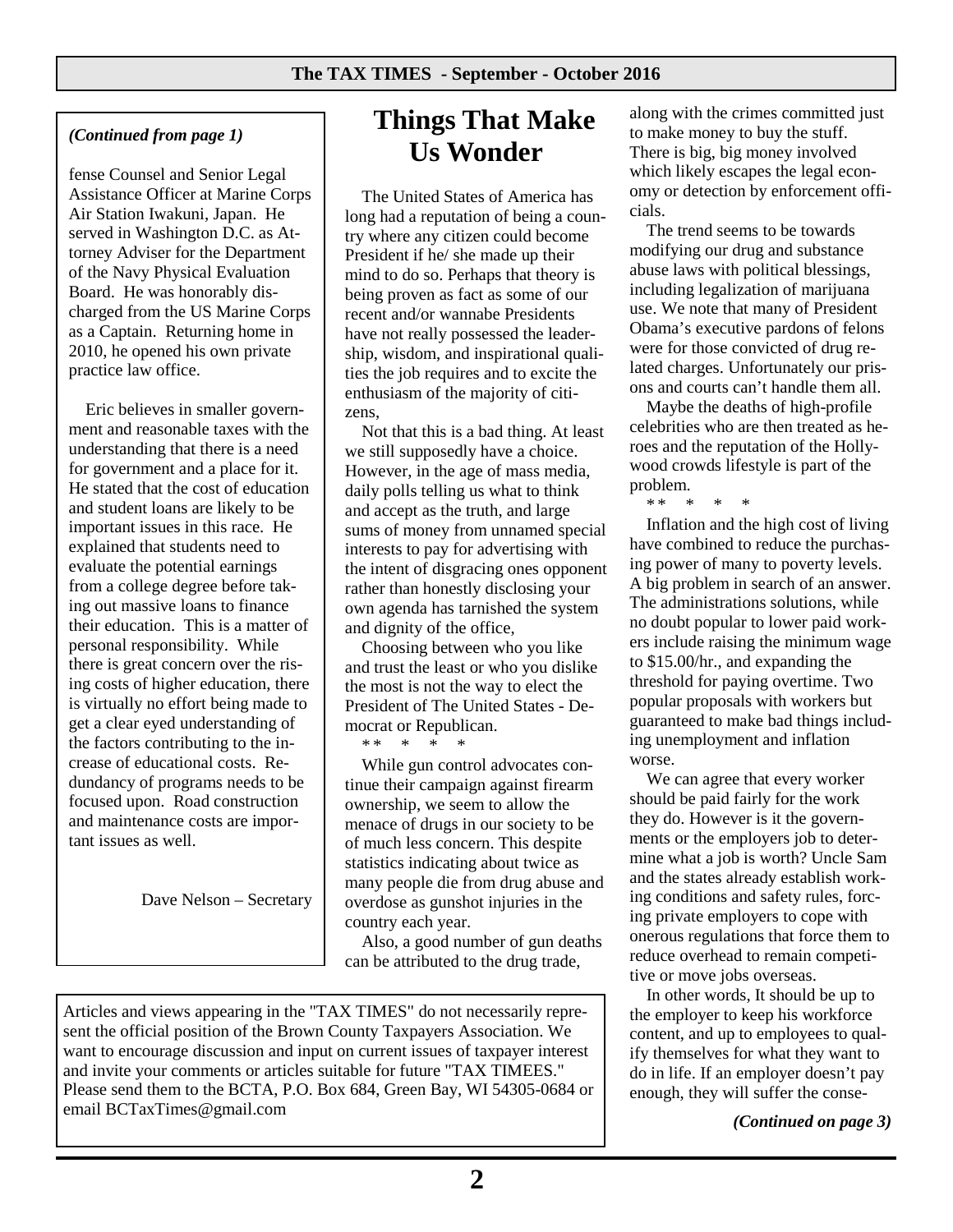*(Continued from page 1)*

fense Counsel and Senior Legal Assistance Officer at Marine Corps Air Station Iwakuni, Japan. He served in Washington D.C. as Attorney Adviser for the Department of the Navy Physical Evaluation Board. He was honorably discharged from the US Marine Corps as a Captain. Returning home in 2010, he opened his own private practice law office.

Eric believes in smaller government and reasonable taxes with the understanding that there is a need for government and a place for it. He stated that the cost of education and student loans are likely to be important issues in this race. He explained that students need to evaluate the potential earnings from a college degree before taking out massive loans to finance their education. This is a matter of personal responsibility. While there is great concern over the rising costs of higher education, there is virtually no effort being made to get a clear eyed understanding of the factors contributing to the increase of educational costs. Redundancy of programs needs to be focused upon. Road construction and maintenance costs are important issues as well.

Dave Nelson – Secretary

Articles and views appearing in the "TAX TIMES" do not necessarily represent the official position of the Brown County Taxpayers Association. We want to encourage discussion and input on current issues of taxpayer interest and invite your comments or articles suitable for future "TAX TIMEES." Please send them to the BCTA, P.O. Box 684, Green Bay, WI 54305-0684 or email BCTaxTimes@gmail.com

# Things That Make Us Wonder

The United States of America has long had a reputation of being a country where any citizen could become President if he/ she made up their mind to do so. Perhaps that theory is being proven as fact as some of our recent and/or wannabe Presidents have not really possessed the leadership, wisdom, and inspirational qualities the job requires and to excite the enthusiasm of the majority of citizens,

Not that this is a bad thing. At least we still supposedly have a choice. However, in the age of mass media, daily polls telling us what to think and accept as the truth, and large sums of money from unnamed special interests to pay for advertising with the intent of disgracing ones opponent rather than honestly disclosing your own agenda has tarnished the system and dignity of the office,

Choosing between who you like and trust the least or who you dislike the most is not the way to elect the President of The United States - Democrat or Republican.

\* \* \* \* \*

While gun control advocates continue their campaign against firearm ownership, we seem to allow the menace of drugs in our society to be of much less concern. This despite statistics indicating about twice as many people die from drug abuse and overdose as gunshot injuries in the country each year.

Also, a good number of gun deaths can be attributed to the drug trade, along with the crimes committed just to make money to buy the stuff. There is big, big money involved which likely escapes the legal economy or detection by enforcement officials.

The trend seems to be towards modifying our drug and substance abuse laws with political blessings, including legalization of marijuana use. We note that many of President Obama's executive pardons of felons were for those convicted of drug related charges. Unfortunately our prisons and courts can't handle them all.

Maybe the deaths of high-profile celebrities who are then treated as heroes and the reputation of the Hollywood crowds lifestyle is part of the problem.

\* \* \* \* \*

Inflation and the high cost of living have combined to reduce the purchasing power of many to poverty levels. A big problem in search of an answer. The administrations solutions, while no doubt popular to lower paid workers include raising the minimum wage to \$15.00/hr., and expanding the threshold for paying overtime. Two popular proposals with workers but guaranteed to make bad things including unemployment and inflation worse.

We can agree that every worker should be paid fairly for the work they do. However is it the governments or the employers job to determine what a job is worth? Uncle Sam and the states already establish working conditions and safety rules, forcing private employers to cope with onerous regulations that force them to reduce overhead to remain competitive or move jobs overseas.

In other words, It should be up to the employer to keep his workforce content, and up to employees to qualify themselves for what they want to do in life. If an employer doesn't pay enough, they will suffer the conse-

*(Continued on page 3)*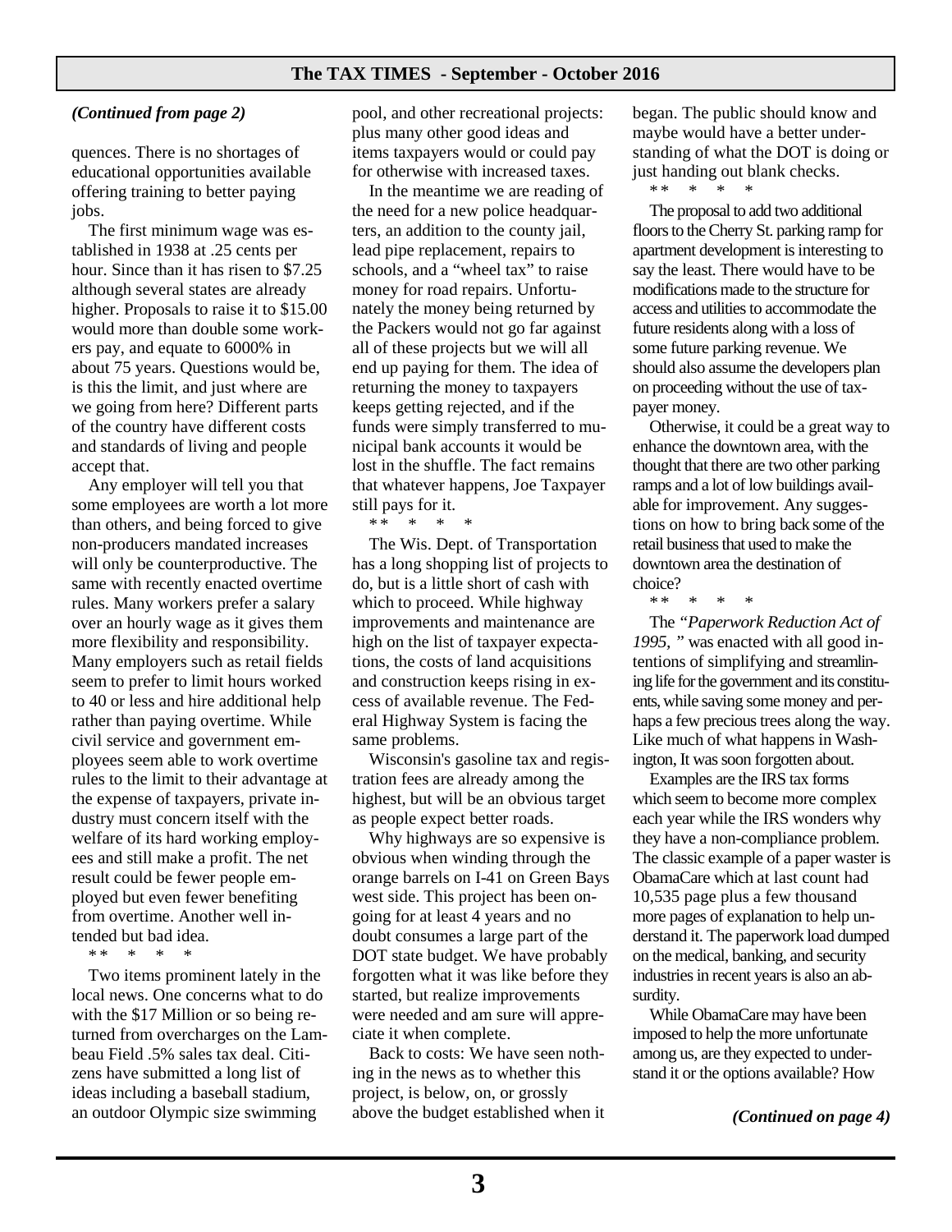*(Continued from page 2)*

quences. There is no shortages of educational opportunities available offering training to better paying jobs.

The first minimum wage was established in 1938 at .25 cents per hour. Since than it has risen to $7.25 although several states are already higher. Proposals to raise it to $15.00 would more than double some workers pay, and equate to 6000% in about 75 years. Questions would be, is this the limit, and just where are we going from here? Different parts of the country have different costs and standards of living and people accept that.

Any employer will tell you that some employees are worth a lot more than others, and being forced to give non-producers mandated increases will only be counterproductive. The same with recently enacted overtime rules. Many workers prefer a salary over an hourly wage as it gives them more flexibility and responsibility. Many employers such as retail fields seem to prefer to limit hours worked to 40 or less and hire additional help rather than paying overtime. While civil service and government employees seem able to work overtime rules to the limit to their advantage at the expense of taxpayers, private industry must concern itself with the welfare of its hard working employees and still make a profit. The net result could be fewer people employed but even fewer benefiting from overtime. Another well intended but bad idea.

\* \* \* \* \*

Two items prominent lately in the local news. One concerns what to do with the $17 Million or so being returned from overcharges on the Lambeau Field .5% sales tax deal. Citizens have submitted a long list of ideas including a baseball stadium, an outdoor Olympic size swimming pool, and other recreational projects: plus many other good ideas and items taxpayers would or could pay for otherwise with increased taxes.

In the meantime we are reading of the need for a new police headquarters, an addition to the county jail, lead pipe replacement, repairs to schools, and a "wheel tax" to raise money for road repairs. Unfortunately the money being returned by the Packers would not go far against all of these projects but we will all end up paying for them. The idea of returning the money to taxpayers keeps getting rejected, and if the funds were simply transferred to municipal bank accounts it would be lost in the shuffle. The fact remains that whatever happens, Joe Taxpayer still pays for it.

\* \* \* \* \*

The Wis. Dept. of Transportation has a long shopping list of projects to do, but is a little short of cash with which to proceed. While highway improvements and maintenance are high on the list of taxpayer expectations, the costs of land acquisitions and construction keeps rising in excess of available revenue. The Federal Highway System is facing the same problems.

Wisconsin's gasoline tax and registration fees are already among the highest, but will be an obvious target as people expect better roads.

Why highways are so expensive is obvious when winding through the orange barrels on I-41 on Green Bays west side. This project has been ongoing for at least 4 years and no doubt consumes a large part of the DOT state budget. We have probably forgotten what it was like before they started, but realize improvements were needed and am sure will appreciate it when complete.

Back to costs: We have seen nothing in the news as to whether this project, is below, on, or grossly above the budget established when it began. The public should know and maybe would have a better understanding of what the DOT is doing or just handing out blank checks.

\* \* \* \* \*

The proposal to add two additional floors to the Cherry St. parking ramp for apartment development is interesting to say the least. There would have to be modifications made to the structure for access and utilities to accommodate the future residents along with a loss of some future parking revenue. We should also assume the developers plan on proceeding without the use of taxpayer money.

Otherwise, it could be a great way to enhance the downtown area, with the thought that there are two other parking ramps and a lot of low buildings available for improvement. Any suggestions on how to bring back some of the retail business that used to make the downtown area the destination of choice?

\* \* \* \* \*

The *"Paperwork Reduction Act of 1995, "* was enacted with all good intentions of simplifying and streamlining life for the government and its constituents, while saving some money and perhaps a few precious trees along the way. Like much of what happens in Washington, It was soon forgotten about.

Examples are the IRS tax forms which seem to become more complex each year while the IRS wonders why they have a non-compliance problem. The classic example of a paper waster is ObamaCare which at last count had 10,535 page plus a few thousand more pages of explanation to help understand it. The paperwork load dumped on the medical, banking, and security industries in recent years is also an absurdity.

While ObamaCare may have been imposed to help the more unfortunate among us, are they expected to understand it or the options available? How

*(Continued on page 4)*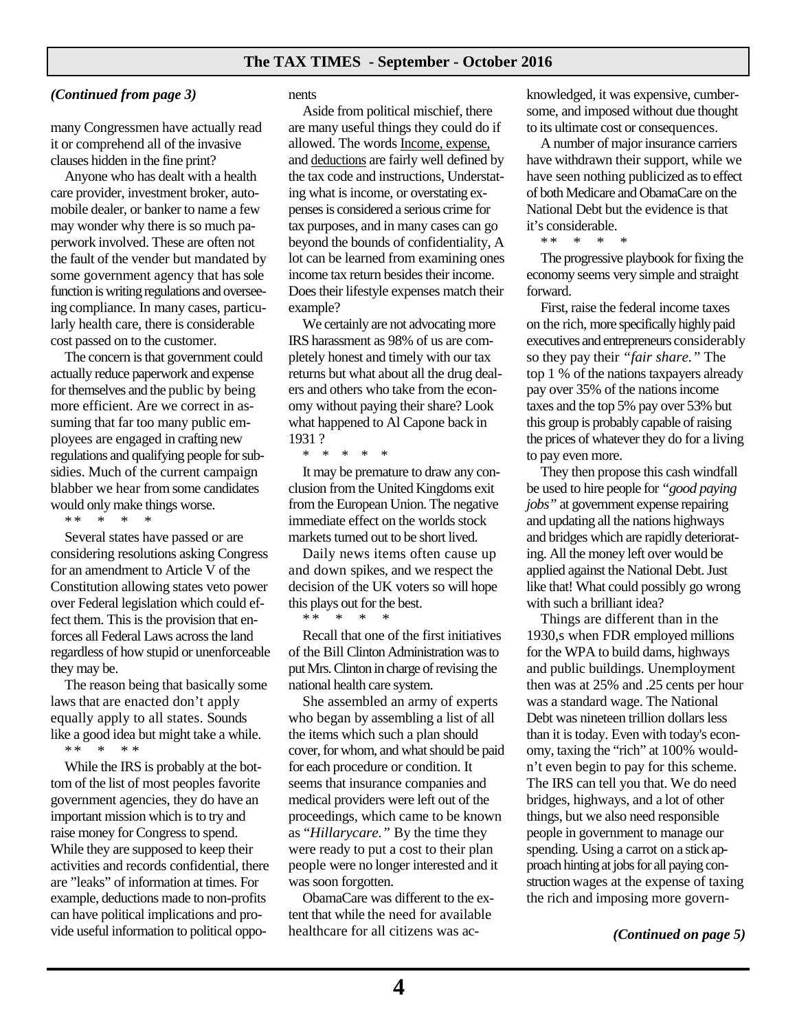*(Continued from page 3)*

many Congressmen have actually read it or comprehend all of the invasive clauses hidden in the fine print?

Anyone who has dealt with a health care provider, investment broker, automobile dealer, or banker to name a few may wonder why there is so much paperwork involved. These are often not the fault of the vender but mandated by some government agency that has sole function is writing regulations and overseeing compliance. In many cases, particularly health care, there is considerable cost passed on to the customer.

The concern is that government could actually reduce paperwork and expense for themselves and the public by being more efficient. Are we correct in assuming that far too many public employees are engaged in crafting new regulations and qualifying people for subsidies. Much of the current campaign blabber we hear from some candidates would only make things worse.

\*\* \* \* \*

Several states have passed or are considering resolutions asking Congress for an amendment to Article V of the Constitution allowing states veto power over Federal legislation which could effect them. This is the provision that enforces all Federal Laws across the land regardless of how stupid or unenforceable they may be.

The reason being that basically some laws that are enacted don't apply equally apply to all states. Sounds like a good idea but might take a while.

\*\* \* \*\*

While the IRS is probably at the bottom of the list of most peoples favorite government agencies, they do have an important mission which is to try and raise money for Congress to spend. While they are supposed to keep their activities and records confidential, there are "leaks" of information at times. For example, deductions made to non-profits can have political implications and provide useful information to political opponents

Aside from political mischief, there are many useful things they could do if allowed. The words <u>Income, expense,</u> and <u>deductions</u> are fairly well defined by the tax code and instructions, Understating what is income, or overstating expenses is considered a serious crime for tax purposes, and in many cases can go beyond the bounds of confidentiality, A lot can be learned from examining ones income tax return besides their income. Does their lifestyle expenses match their example?

We certainly are not advocating more IRS harassment as 98% of us are completely honest and timely with our tax returns but what about all the drug dealers and others who take from the economy without paying their share? Look what happened to Al Capone back in 1931 ?

\* \* \* \* \*

It may be premature to draw any conclusion from the United Kingdoms exit from the European Union. The negative immediate effect on the worlds stock markets turned out to be short lived.

Daily news items often cause up and down spikes, and we respect the decision of the UK voters so will hope this plays out for the best.

\*\* \* \* \*

Recall that one of the first initiatives of the Bill Clinton Administration was to put Mrs. Clinton in charge of revising the national health care system.

She assembled an army of experts who began by assembling a list of all the items which such a plan should cover, for whom, and what should be paid for each procedure or condition. It seems that insurance companies and medical providers were left out of the proceedings, which came to be known as "*Hillarycare.*" By the time they were ready to put a cost to their plan people were no longer interested and it was soon forgotten.

ObamaCare was different to the extent that while the need for available healthcare for all citizens was acknowledged, it was expensive, cumbersome, and imposed without due thought to its ultimate cost or consequences.

A number of major insurance carriers have withdrawn their support, while we have seen nothing publicized as to effect of both Medicare and ObamaCare on the National Debt but the evidence is that it's considerable.

\*\* \* \* \*

The progressive playbook for fixing the economy seems very simple and straight forward.

First, raise the federal income taxes on the rich, more specifically highly paid executives and entrepreneurs considerably so they pay their *"fair share."* The top 1 % of the nations taxpayers already pay over 35% of the nations income taxes and the top 5% pay over 53% but this group is probably capable of raising the prices of whatever they do for a living to pay even more.

They then propose this cash windfall be used to hire people for *"good paying jobs"* at government expense repairing and updating all the nations highways and bridges which are rapidly deteriorating. All the money left over would be applied against the National Debt. Just like that! What could possibly go wrong with such a brilliant idea?

Things are different than in the 1930,s when FDR employed millions for the WPA to build dams, highways and public buildings. Unemployment then was at 25% and .25 cents per hour was a standard wage. The National Debt was nineteen trillion dollars less than it is today. Even with today's economy, taxing the "rich" at 100% wouldn't even begin to pay for this scheme. The IRS can tell you that. We do need bridges, highways, and a lot of other things, but we also need responsible people in government to manage our spending. Using a carrot on a stick approach hinting at jobs for all paying construction wages at the expense of taxing the rich and imposing more govern-

*(Continued on page 5)*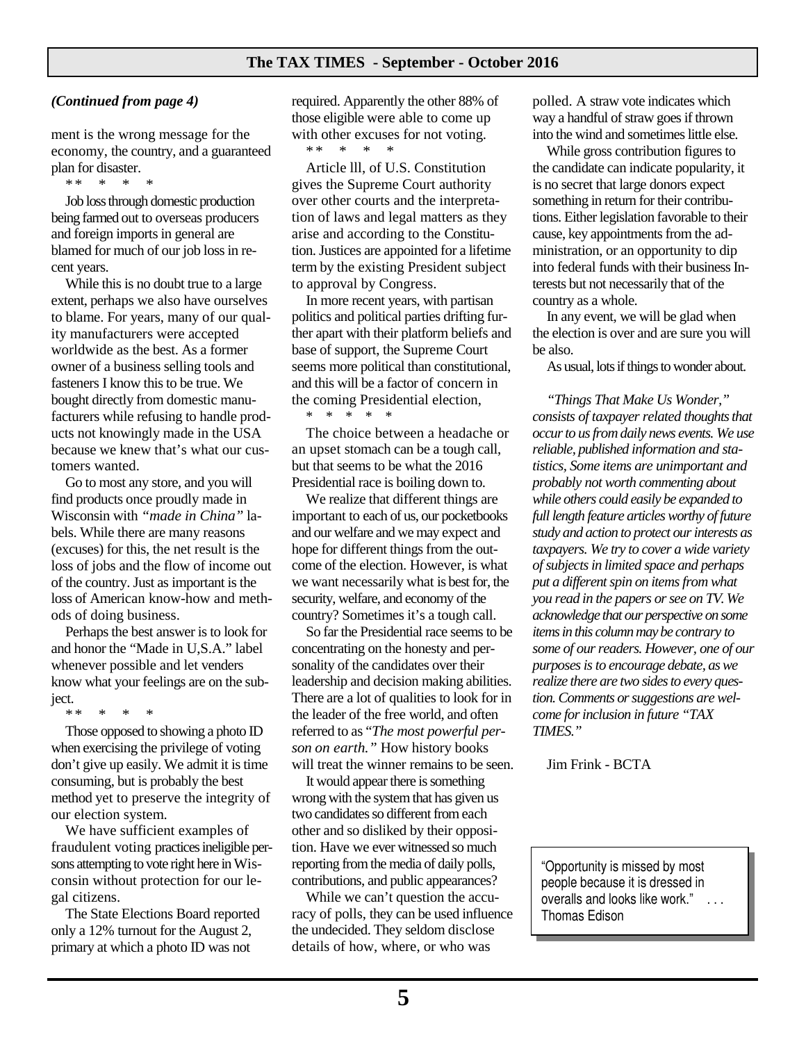*(Continued from page 4)*

ment is the wrong message for the economy, the country, and a guaranteed plan for disaster.

\*\* \* \* \*

Job loss through domestic production being farmed out to overseas producers and foreign imports in general are blamed for much of our job loss in recent years.

While this is no doubt true to a large extent, perhaps we also have ourselves to blame. For years, many of our quality manufacturers were accepted worldwide as the best. As a former owner of a business selling tools and fasteners I know this to be true. We bought directly from domestic manufacturers while refusing to handle products not knowingly made in the USA because we knew that's what our customers wanted.

Go to most any store, and you will find products once proudly made in Wisconsin with *"made in China"* labels. While there are many reasons (excuses) for this, the net result is the loss of jobs and the flow of income out of the country. Just as important is the loss of American know-how and methods of doing business.

Perhaps the best answer is to look for and honor the "Made in U,S.A." label whenever possible and let venders know what your feelings are on the subject.

\*\* \* \* \*

Those opposed to showing a photo ID when exercising the privilege of voting don't give up easily. We admit it is time consuming, but is probably the best method yet to preserve the integrity of our election system.

We have sufficient examples of fraudulent voting practices ineligible persons attempting to vote right here in Wisconsin without protection for our legal citizens.

The State Elections Board reported only a 12% turnout for the August 2, primary at which a photo ID was not required. Apparently the other 88% of those eligible were able to come up with other excuses for not voting.

\*\* \* \* \*

Article lll, of U.S. Constitution gives the Supreme Court authority over other courts and the interpretation of laws and legal matters as they arise and according to the Constitution. Justices are appointed for a lifetime term by the existing President subject to approval by Congress.

In more recent years, with partisan politics and political parties drifting further apart with their platform beliefs and base of support, the Supreme Court seems more political than constitutional, and this will be a factor of concern in the coming Presidential election,

\* \* \* \* \*

The choice between a headache or an upset stomach can be a tough call, but that seems to be what the 2016 Presidential race is boiling down to.

We realize that different things are important to each of us, our pocketbooks and our welfare and we may expect and hope for different things from the outcome of the election. However, is what we want necessarily what is best for, the security, welfare, and economy of the country? Sometimes it's a tough call.

So far the Presidential race seems to be concentrating on the honesty and personality of the candidates over their leadership and decision making abilities. There are a lot of qualities to look for in the leader of the free world, and often referred to as "*The most powerful person on earth."* How history books will treat the winner remains to be seen.

It would appear there is something wrong with the system that has given us two candidates so different from each other and so disliked by their opposition. Have we ever witnessed so much reporting from the media of daily polls, contributions, and public appearances?

While we can't question the accuracy of polls, they can be used influence the undecided. They seldom disclose details of how, where, or who was polled. A straw vote indicates which way a handful of straw goes if thrown into the wind and sometimes little else.

While gross contribution figures to the candidate can indicate popularity, it is no secret that large donors expect something in return for their contributions. Either legislation favorable to their cause, key appointments from the administration, or an opportunity to dip into federal funds with their business Interests but not necessarily that of the country as a whole.

In any event, we will be glad when the election is over and are sure you will be also.

As usual, lots if things to wonder about.

*"Things That Make Us Wonder," consists of taxpayer related thoughts that occur to us from daily news events. We use reliable, published information and statistics, Some items are unimportant and probably not worth commenting about while others could easily be expanded to full length feature articles worthy of future study and action to protect our interests as taxpayers. We try to cover a wide variety of subjects in limited space and perhaps put a different spin on items from what you read in the papers or see on TV. We acknowledge that our perspective on some items in this column may be contrary to some of our readers. However, one of our purposes is to encourage debate, as we realize there are two sides to every question. Comments or suggestions are welcome for inclusion in future "TAX TIMES."*

Jim Frink - BCTA

"Opportunity is missed by most people because it is dressed in overalls and looks like work." . . . Thomas Edison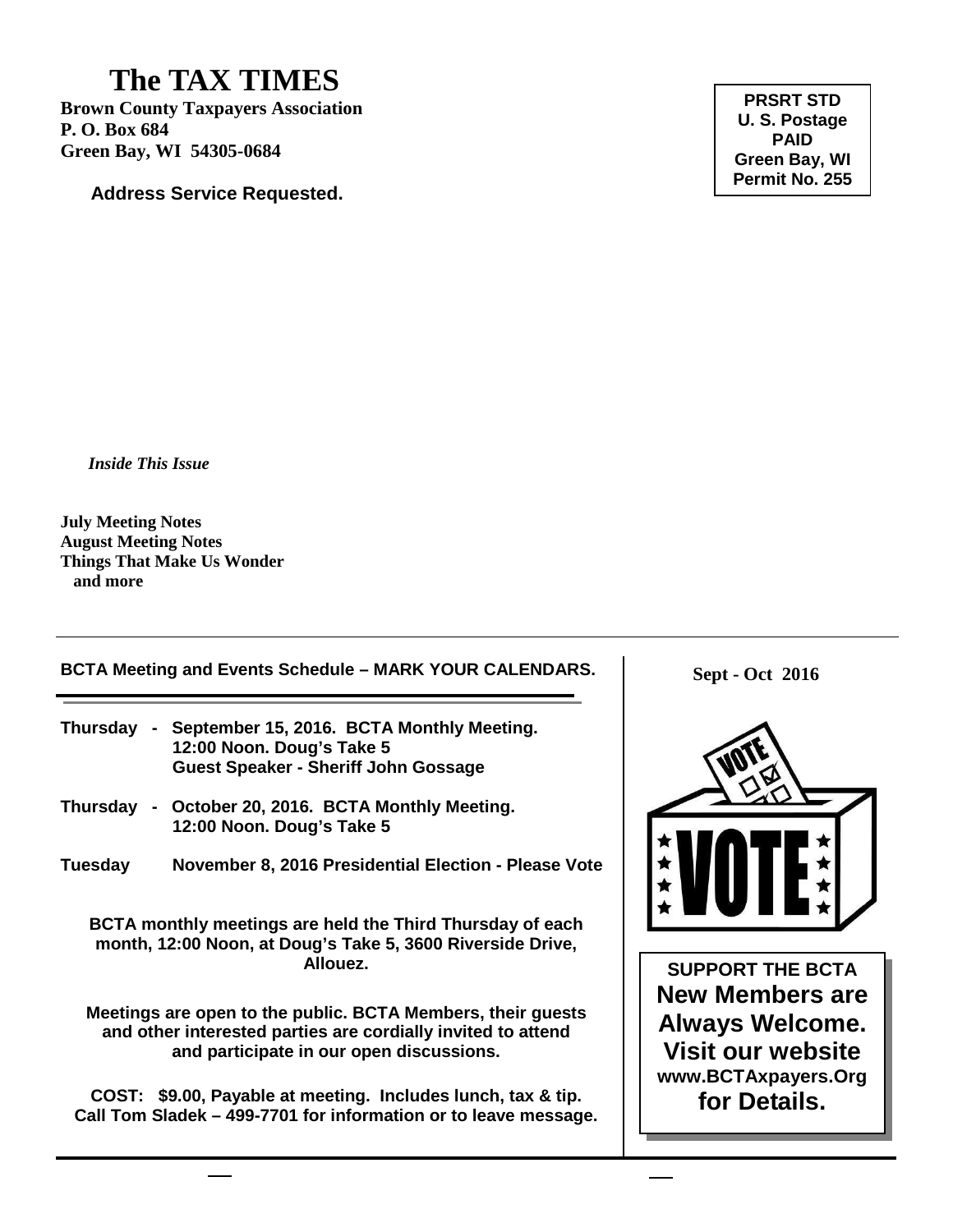# The TAX TIMES

**Brown County Taxpayers Association**
**P. O. Box 684**
**Green Bay, WI 54305-0684**

**Address Service Requested.**

**PRSRT STD**
**U. S. Postage**
**PAID**
**Green Bay, WI**
**Permit No. 255**

*Inside This Issue*

**July Meeting Notes**
**August Meeting Notes**
**Things That Make Us Wonder**
**and more**

**BCTA Meeting and Events Schedule – MARK YOUR CALENDARS.**

**Thursday - September 15, 2016. BCTA Monthly Meeting.**
**12:00 Noon. Doug's Take 5**
**Guest Speaker - Sheriff John Gossage**

**Thursday - October 20, 2016. BCTA Monthly Meeting.**
**12:00 Noon. Doug's Take 5**

**Tuesday November 8, 2016 Presidential Election - Please Vote**

**BCTA monthly meetings are held the Third Thursday of each month, 12:00 Noon, at Doug's Take 5, 3600 Riverside Drive, Allouez.**

**Meetings are open to the public. BCTA Members, their guests and other interested parties are cordially invited to attend and participate in our open discussions.**

**COST: $9.00, Payable at meeting. Includes lunch, tax & tip.**
**Call Tom Sladek – 499-7701 for information or to leave message.**

**Sept - Oct 2016**

**SUPPORT THE BCTA**
**New Members are Always Welcome.**
**Visit our website**
**www.BCTAxpayers.Org**
**for Details.**